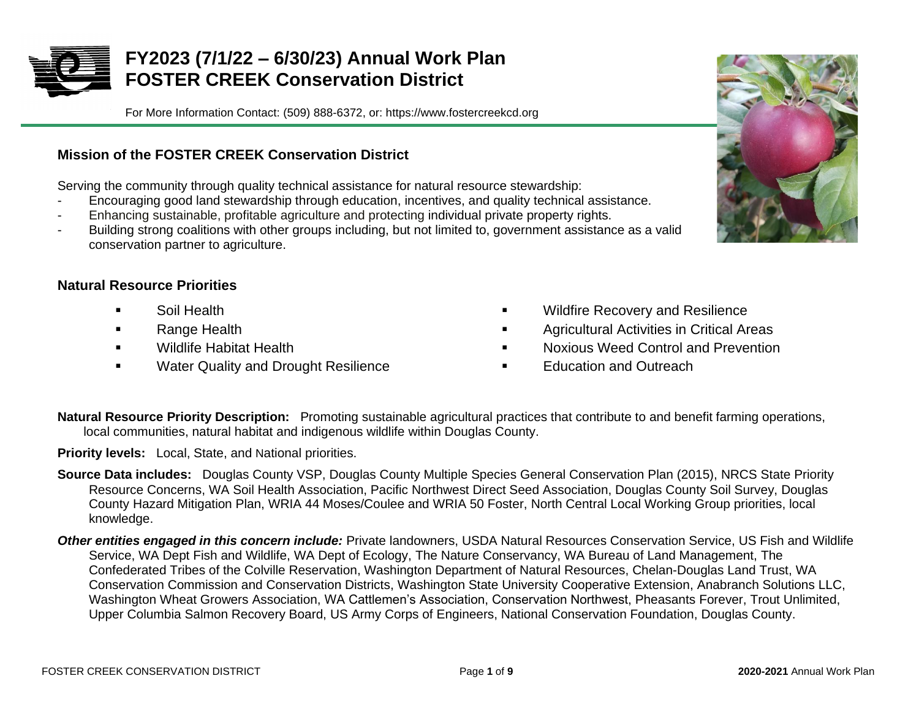# FY2023 (7/1/22 – 6/30/23) Annual Work Plan
# FOSTER CREEK Conservation District

For More Information Contact: (509) 888-6372, or: https://www.fostercreekcd.org

## Mission of the FOSTER CREEK Conservation District

Serving the community through quality technical assistance for natural resource stewardship:

- Encouraging good land stewardship through education, incentives, and quality technical assistance.
- Enhancing sustainable, profitable agriculture and protecting individual private property rights.
- Building strong coalitions with other groups including, but not limited to, government assistance as a valid conservation partner to agriculture.

## Natural Resource Priorities

- Soil Health
- Range Health
- Wildlife Habitat Health
- Water Quality and Drought Resilience
- Wildfire Recovery and Resilience
- Agricultural Activities in Critical Areas
- Noxious Weed Control and Prevention
- Education and Outreach

**Natural Resource Priority Description:** Promoting sustainable agricultural practices that contribute to and benefit farming operations, local communities, natural habitat and indigenous wildlife within Douglas County.

**Priority levels:** Local, State, and National priorities.

**Source Data includes:** Douglas County VSP, Douglas County Multiple Species General Conservation Plan (2015), NRCS State Priority Resource Concerns, WA Soil Health Association, Pacific Northwest Direct Seed Association, Douglas County Soil Survey, Douglas County Hazard Mitigation Plan, WRIA 44 Moses/Coulee and WRIA 50 Foster, North Central Local Working Group priorities, local knowledge.

***Other entities engaged in this concern include:*** Private landowners, USDA Natural Resources Conservation Service, US Fish and Wildlife Service, WA Dept Fish and Wildlife, WA Dept of Ecology, The Nature Conservancy, WA Bureau of Land Management, The Confederated Tribes of the Colville Reservation, Washington Department of Natural Resources, Chelan-Douglas Land Trust, WA Conservation Commission and Conservation Districts, Washington State University Cooperative Extension, Anabranch Solutions LLC, Washington Wheat Growers Association, WA Cattlemen's Association, Conservation Northwest, Pheasants Forever, Trout Unlimited, Upper Columbia Salmon Recovery Board, US Army Corps of Engineers, National Conservation Foundation, Douglas County.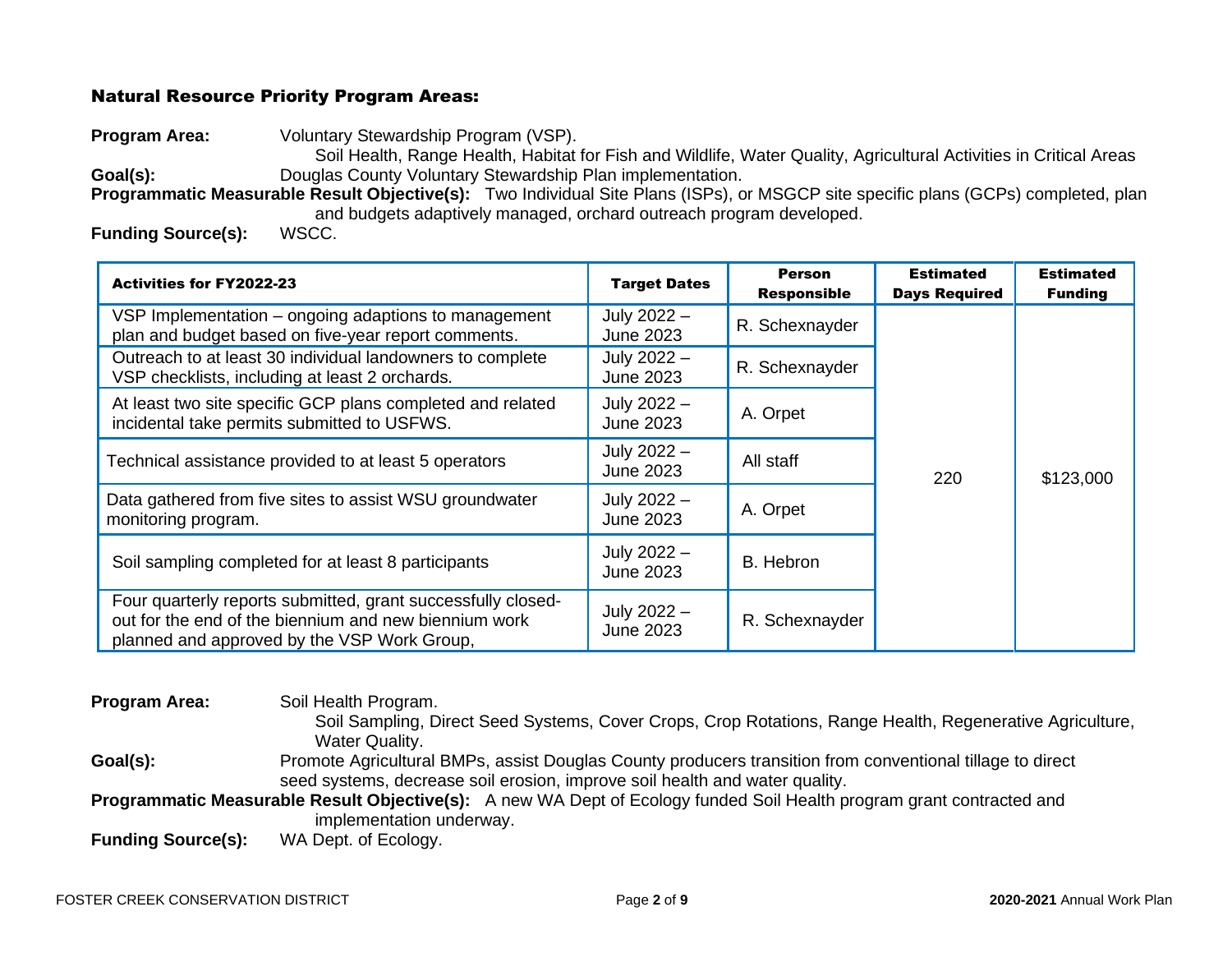## Natural Resource Priority Program Areas:

**Program Area:** Voluntary Stewardship Program (VSP).
Soil Health, Range Health, Habitat for Fish and Wildlife, Water Quality, Agricultural Activities in Critical Areas

**Goal(s):** Douglas County Voluntary Stewardship Plan implementation.

**Programmatic Measurable Result Objective(s):** Two Individual Site Plans (ISPs), or MSGCP site specific plans (GCPs) completed, plan and budgets adaptively managed, orchard outreach program developed.

**Funding Source(s):** WSCC.

| Activities for FY2022-23 | Target Dates | Person Responsible | Estimated Days Required | Estimated Funding |
|---|---|---|---|---|
| VSP Implementation – ongoing adaptions to management plan and budget based on five-year report comments. | July 2022 – June 2023 | R. Schexnayder | 220 | $123,000 |
| Outreach to at least 30 individual landowners to complete VSP checklists, including at least 2 orchards. | July 2022 – June 2023 | R. Schexnayder | | |
| At least two site specific GCP plans completed and related incidental take permits submitted to USFWS. | July 2022 – June 2023 | A. Orpet | | |
| Technical assistance provided to at least 5 operators | July 2022 – June 2023 | All staff | | |
| Data gathered from five sites to assist WSU groundwater monitoring program. | July 2022 – June 2023 | A. Orpet | | |
| Soil sampling completed for at least 8 participants | July 2022 – June 2023 | B. Hebron | | |
| Four quarterly reports submitted, grant successfully closed-out for the end of the biennium and new biennium work planned and approved by the VSP Work Group, | July 2022 – June 2023 | R. Schexnayder | | |

**Program Area:** Soil Health Program.
Soil Sampling, Direct Seed Systems, Cover Crops, Crop Rotations, Range Health, Regenerative Agriculture, Water Quality.

**Goal(s):** Promote Agricultural BMPs, assist Douglas County producers transition from conventional tillage to direct seed systems, decrease soil erosion, improve soil health and water quality.

**Programmatic Measurable Result Objective(s):** A new WA Dept of Ecology funded Soil Health program grant contracted and implementation underway.

**Funding Source(s):** WA Dept. of Ecology.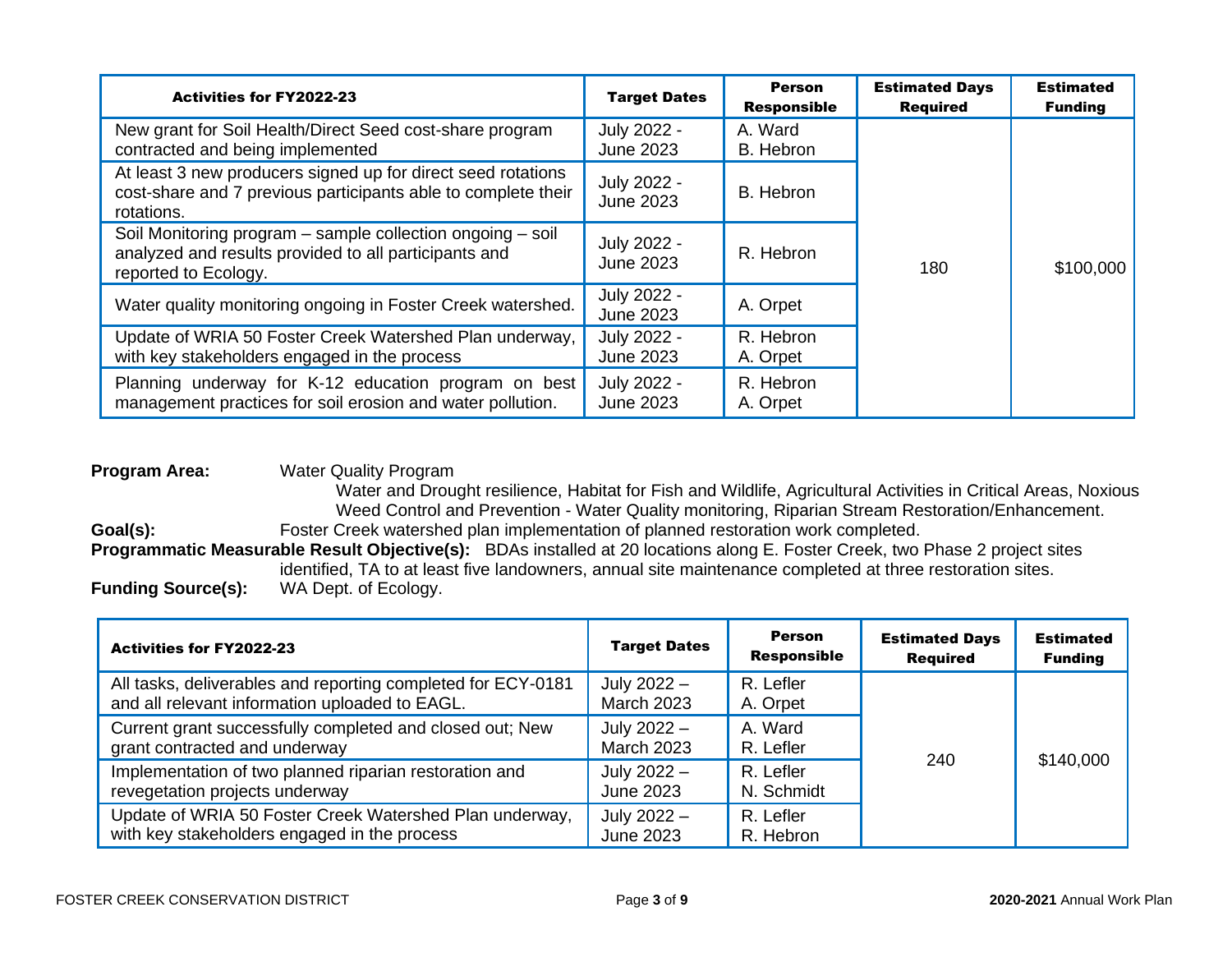| Activities for FY2022-23 | Target Dates | Person Responsible | Estimated Days Required | Estimated Funding |
|---|---|---|---|---|
| New grant for Soil Health/Direct Seed cost-share program contracted and being implemented | July 2022 - June 2023 | A. Ward<br>B. Hebron | 180 | $100,000 |
| At least 3 new producers signed up for direct seed rotations cost-share and 7 previous participants able to complete their rotations. | July 2022 - June 2023 | B. Hebron | | |
| Soil Monitoring program – sample collection ongoing – soil analyzed and results provided to all participants and reported to Ecology. | July 2022 - June 2023 | R. Hebron | | |
| Water quality monitoring ongoing in Foster Creek watershed. | July 2022 - June 2023 | A. Orpet | | |
| Update of WRIA 50 Foster Creek Watershed Plan underway, with key stakeholders engaged in the process | July 2022 - June 2023 | R. Hebron<br>A. Orpet | | |
| Planning underway for K-12 education program on best management practices for soil erosion and water pollution. | July 2022 - June 2023 | R. Hebron<br>A. Orpet | | |

**Program Area:** Water Quality Program
Water and Drought resilience, Habitat for Fish and Wildlife, Agricultural Activities in Critical Areas, Noxious Weed Control and Prevention - Water Quality monitoring, Riparian Stream Restoration/Enhancement.

**Goal(s):** Foster Creek watershed plan implementation of planned restoration work completed.

**Programmatic Measurable Result Objective(s):** BDAs installed at 20 locations along E. Foster Creek, two Phase 2 project sites identified, TA to at least five landowners, annual site maintenance completed at three restoration sites.

**Funding Source(s):** WA Dept. of Ecology.

| Activities for FY2022-23 | Target Dates | Person Responsible | Estimated Days Required | Estimated Funding |
|---|---|---|---|---|
| All tasks, deliverables and reporting completed for ECY-0181 and all relevant information uploaded to EAGL. | July 2022 – March 2023 | R. Lefler<br>A. Orpet | 240 | $140,000 |
| Current grant successfully completed and closed out; New grant contracted and underway | July 2022 – March 2023 | A. Ward<br>R. Lefler | | |
| Implementation of two planned riparian restoration and revegetation projects underway | July 2022 – June 2023 | R. Lefler<br>N. Schmidt | | |
| Update of WRIA 50 Foster Creek Watershed Plan underway, with key stakeholders engaged in the process | July 2022 – June 2023 | R. Lefler<br>R. Hebron | | |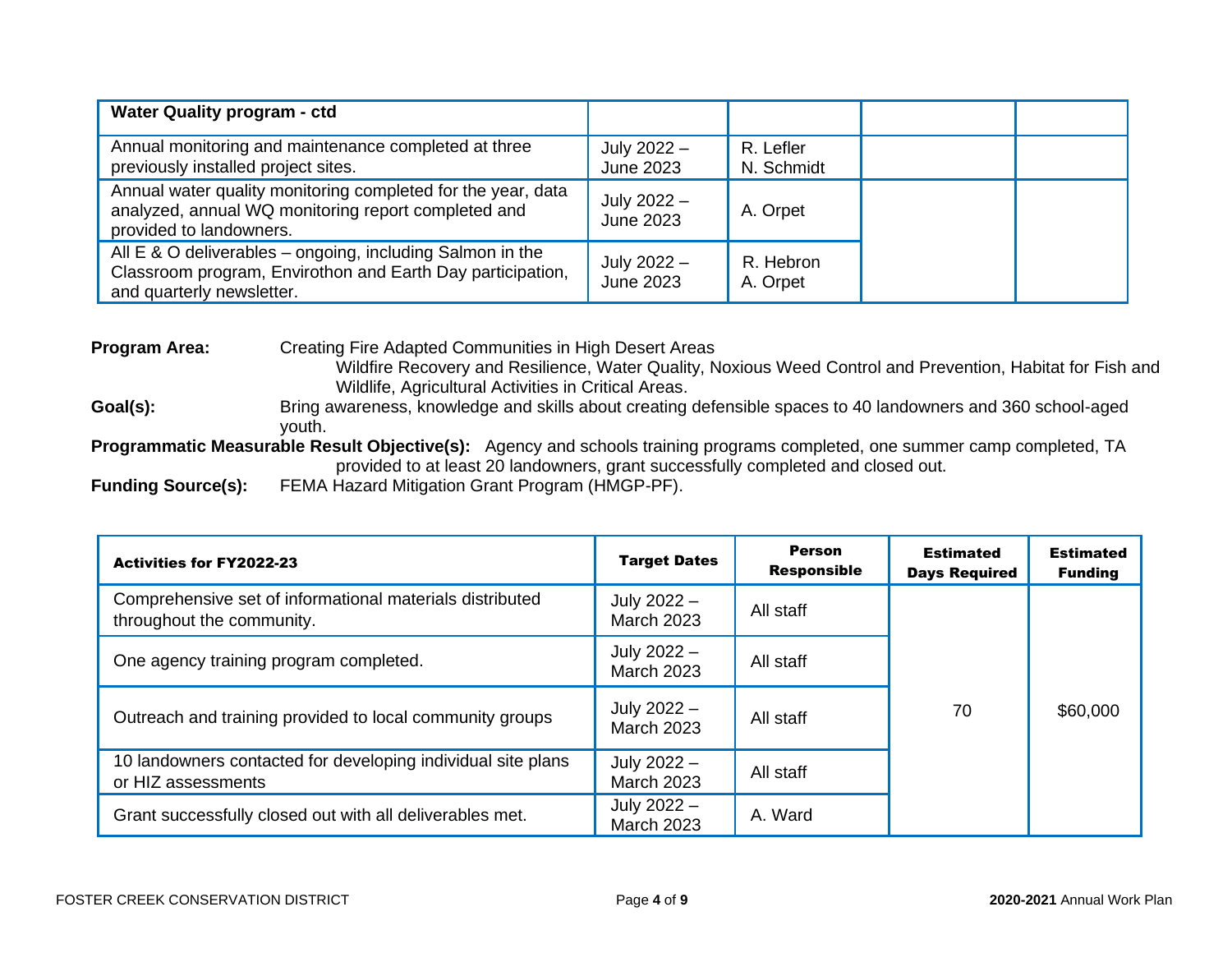| Water Quality program - ctd | | | | |
|---|---|---|---|---|
| Annual monitoring and maintenance completed at three previously installed project sites. | July 2022 – June 2023 | R. Lefler<br>N. Schmidt | | |
| Annual water quality monitoring completed for the year, data analyzed, annual WQ monitoring report completed and provided to landowners. | July 2022 – June 2023 | A. Orpet | | |
| All E & O deliverables – ongoing, including Salmon in the Classroom program, Envirothon and Earth Day participation, and quarterly newsletter. | July 2022 – June 2023 | R. Hebron<br>A. Orpet | | |

**Program Area:** Creating Fire Adapted Communities in High Desert Areas
Wildfire Recovery and Resilience, Water Quality, Noxious Weed Control and Prevention, Habitat for Fish and Wildlife, Agricultural Activities in Critical Areas.

**Goal(s):** Bring awareness, knowledge and skills about creating defensible spaces to 40 landowners and 360 school-aged youth.

**Programmatic Measurable Result Objective(s):** Agency and schools training programs completed, one summer camp completed, TA provided to at least 20 landowners, grant successfully completed and closed out.

**Funding Source(s):** FEMA Hazard Mitigation Grant Program (HMGP-PF).

| Activities for FY2022-23 | Target Dates | Person Responsible | Estimated Days Required | Estimated Funding |
|---|---|---|---|---|
| Comprehensive set of informational materials distributed throughout the community. | July 2022 – March 2023 | All staff | 70 | $60,000 |
| One agency training program completed. | July 2022 – March 2023 | All staff | | |
| Outreach and training provided to local community groups | July 2022 – March 2023 | All staff | | |
| 10 landowners contacted for developing individual site plans or HIZ assessments | July 2022 – March 2023 | All staff | | |
| Grant successfully closed out with all deliverables met. | July 2022 – March 2023 | A. Ward | | |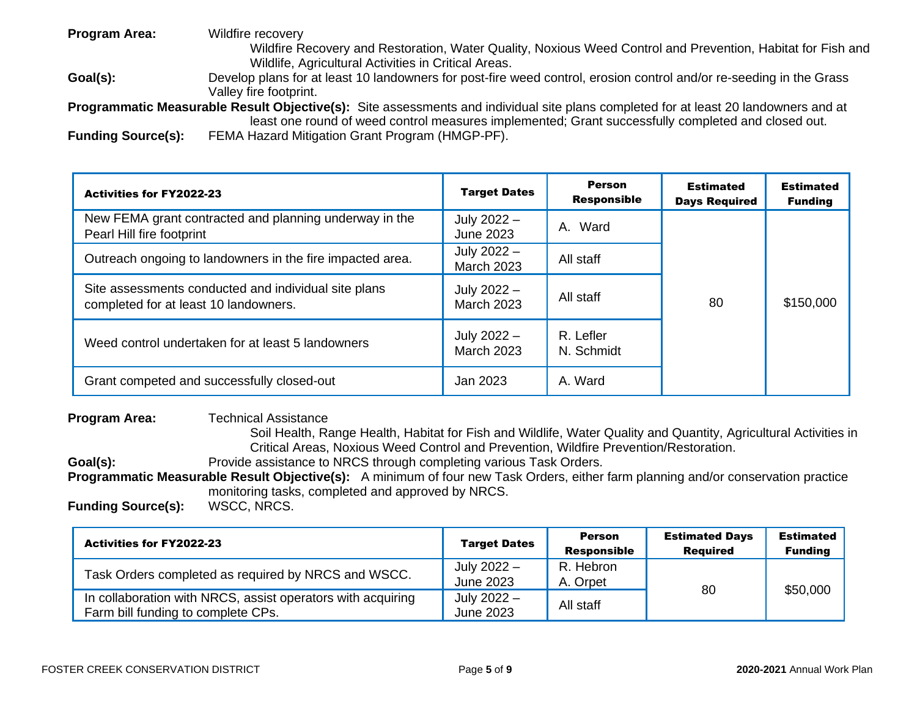**Program Area:** Wildfire recovery

Wildfire Recovery and Restoration, Water Quality, Noxious Weed Control and Prevention, Habitat for Fish and Wildlife, Agricultural Activities in Critical Areas.

**Goal(s):** Develop plans for at least 10 landowners for post-fire weed control, erosion control and/or re-seeding in the Grass Valley fire footprint.

**Programmatic Measurable Result Objective(s):** Site assessments and individual site plans completed for at least 20 landowners and at least one round of weed control measures implemented; Grant successfully completed and closed out.

**Funding Source(s):** FEMA Hazard Mitigation Grant Program (HMGP-PF).

| Activities for FY2022-23 | Target Dates | Person Responsible | Estimated Days Required | Estimated Funding |
|---|---|---|---|---|
| New FEMA grant contracted and planning underway in the Pearl Hill fire footprint | July 2022 – June 2023 | A. Ward | 80 | $150,000 |
| Outreach ongoing to landowners in the fire impacted area. | July 2022 – March 2023 | All staff | | |
| Site assessments conducted and individual site plans completed for at least 10 landowners. | July 2022 – March 2023 | All staff | | |
| Weed control undertaken for at least 5 landowners | July 2022 – March 2023 | R. Lefler<br>N. Schmidt | | |
| Grant competed and successfully closed-out | Jan 2023 | A. Ward | | |

**Program Area:** Technical Assistance

Soil Health, Range Health, Habitat for Fish and Wildlife, Water Quality and Quantity, Agricultural Activities in Critical Areas, Noxious Weed Control and Prevention, Wildfire Prevention/Restoration.

**Goal(s):** Provide assistance to NRCS through completing various Task Orders.

**Programmatic Measurable Result Objective(s):** A minimum of four new Task Orders, either farm planning and/or conservation practice monitoring tasks, completed and approved by NRCS.

**Funding Source(s):** WSCC, NRCS.

| Activities for FY2022-23 | Target Dates | Person Responsible | Estimated Days Required | Estimated Funding |
|---|---|---|---|---|
| Task Orders completed as required by NRCS and WSCC. | July 2022 – June 2023 | R. Hebron<br>A. Orpet | 80 | $50,000 |
| In collaboration with NRCS, assist operators with acquiring Farm bill funding to complete CPs. | July 2022 – June 2023 | All staff | | |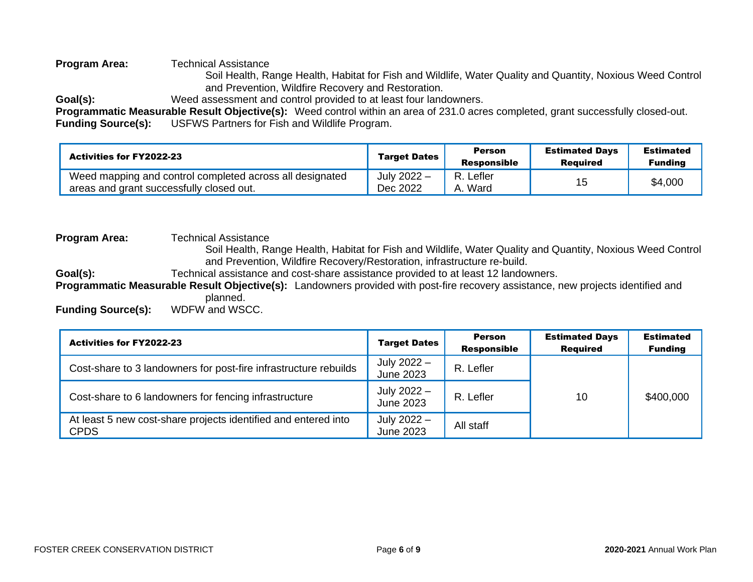**Program Area:** Technical Assistance
Soil Health, Range Health, Habitat for Fish and Wildlife, Water Quality and Quantity, Noxious Weed Control and Prevention, Wildfire Recovery and Restoration.

**Goal(s):** Weed assessment and control provided to at least four landowners.

**Programmatic Measurable Result Objective(s):** Weed control within an area of 231.0 acres completed, grant successfully closed-out.

**Funding Source(s):** USFWS Partners for Fish and Wildlife Program.

| Activities for FY2022-23 | Target Dates | Person Responsible | Estimated Days Required | Estimated Funding |
|---|---|---|---|---|
| Weed mapping and control completed across all designated areas and grant successfully closed out. | July 2022 – Dec 2022 | R. Lefler<br>A. Ward | 15 | $4,000 |

**Program Area:** Technical Assistance
Soil Health, Range Health, Habitat for Fish and Wildlife, Water Quality and Quantity, Noxious Weed Control and Prevention, Wildfire Recovery/Restoration, infrastructure re-build.

**Goal(s):** Technical assistance and cost-share assistance provided to at least 12 landowners.

**Programmatic Measurable Result Objective(s):** Landowners provided with post-fire recovery assistance, new projects identified and planned.

**Funding Source(s):** WDFW and WSCC.

| Activities for FY2022-23 | Target Dates | Person Responsible | Estimated Days Required | Estimated Funding |
|---|---|---|---|---|
| Cost-share to 3 landowners for post-fire infrastructure rebuilds | July 2022 – June 2023 | R. Lefler | 10 | $400,000 |
| Cost-share to 6 landowners for fencing infrastructure | July 2022 – June 2023 | R. Lefler | | |
| At least 5 new cost-share projects identified and entered into CPDS | July 2022 – June 2023 | All staff | | |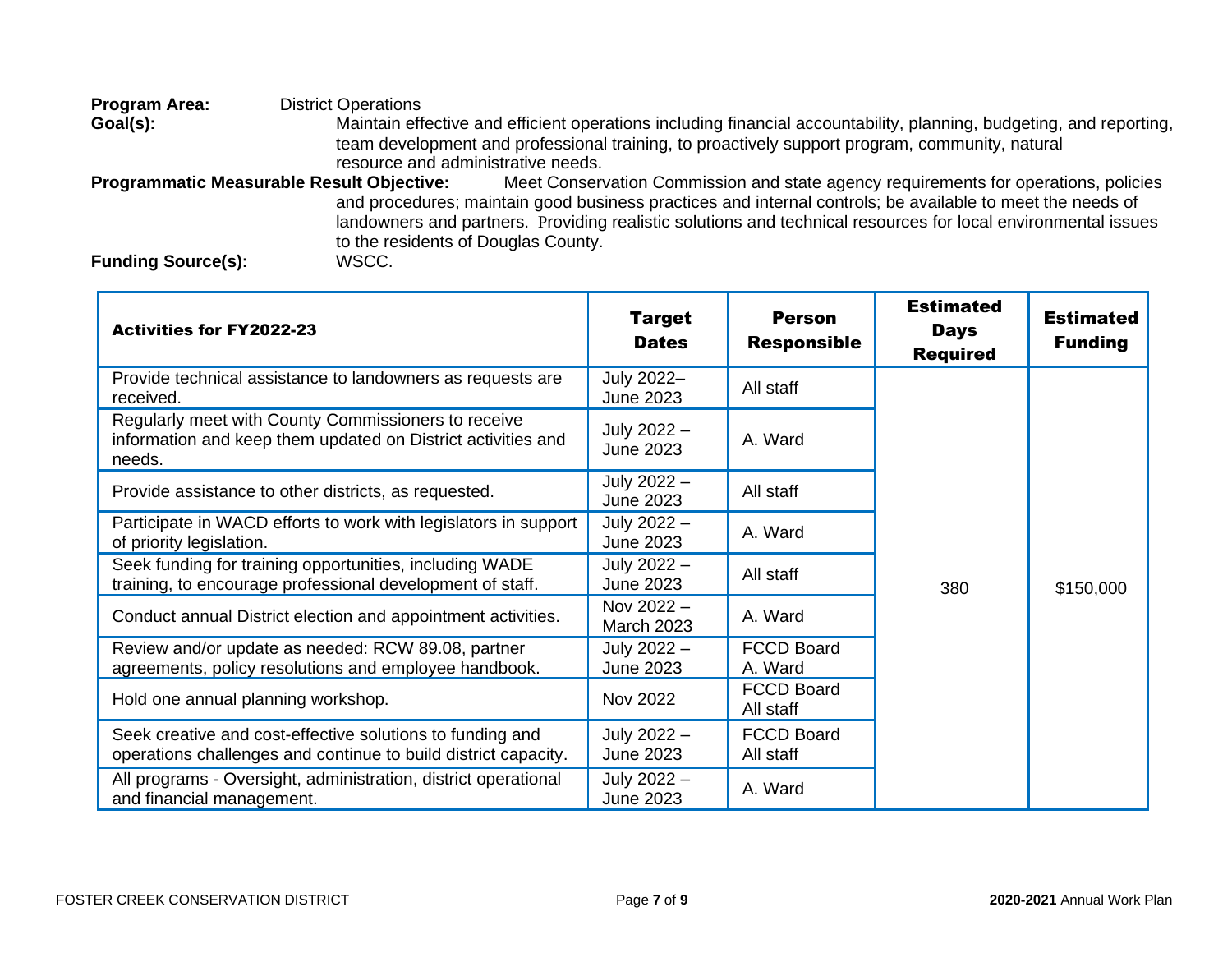**Program Area:** District Operations

**Goal(s):** Maintain effective and efficient operations including financial accountability, planning, budgeting, and reporting, team development and professional training, to proactively support program, community, natural resource and administrative needs.

**Programmatic Measurable Result Objective:** Meet Conservation Commission and state agency requirements for operations, policies and procedures; maintain good business practices and internal controls; be available to meet the needs of landowners and partners. Providing realistic solutions and technical resources for local environmental issues to the residents of Douglas County.

**Funding Source(s):** WSCC.

| Activities for FY2022-23 | Target Dates | Person Responsible | Estimated Days Required | Estimated Funding |
|---|---|---|---|---|
| Provide technical assistance to landowners as requests are received. | July 2022– June 2023 | All staff | 380 | $150,000 |
| Regularly meet with County Commissioners to receive information and keep them updated on District activities and needs. | July 2022 – June 2023 | A. Ward | | |
| Provide assistance to other districts, as requested. | July 2022 – June 2023 | All staff | | |
| Participate in WACD efforts to work with legislators in support of priority legislation. | July 2022 – June 2023 | A. Ward | | |
| Seek funding for training opportunities, including WADE training, to encourage professional development of staff. | July 2022 – June 2023 | All staff | | |
| Conduct annual District election and appointment activities. | Nov 2022 – March 2023 | A. Ward | | |
| Review and/or update as needed: RCW 89.08, partner agreements, policy resolutions and employee handbook. | July 2022 – June 2023 | FCCD Board A. Ward | | |
| Hold one annual planning workshop. | Nov 2022 | FCCD Board All staff | | |
| Seek creative and cost-effective solutions to funding and operations challenges and continue to build district capacity. | July 2022 – June 2023 | FCCD Board All staff | | |
| All programs - Oversight, administration, district operational and financial management. | July 2022 – June 2023 | A. Ward | | |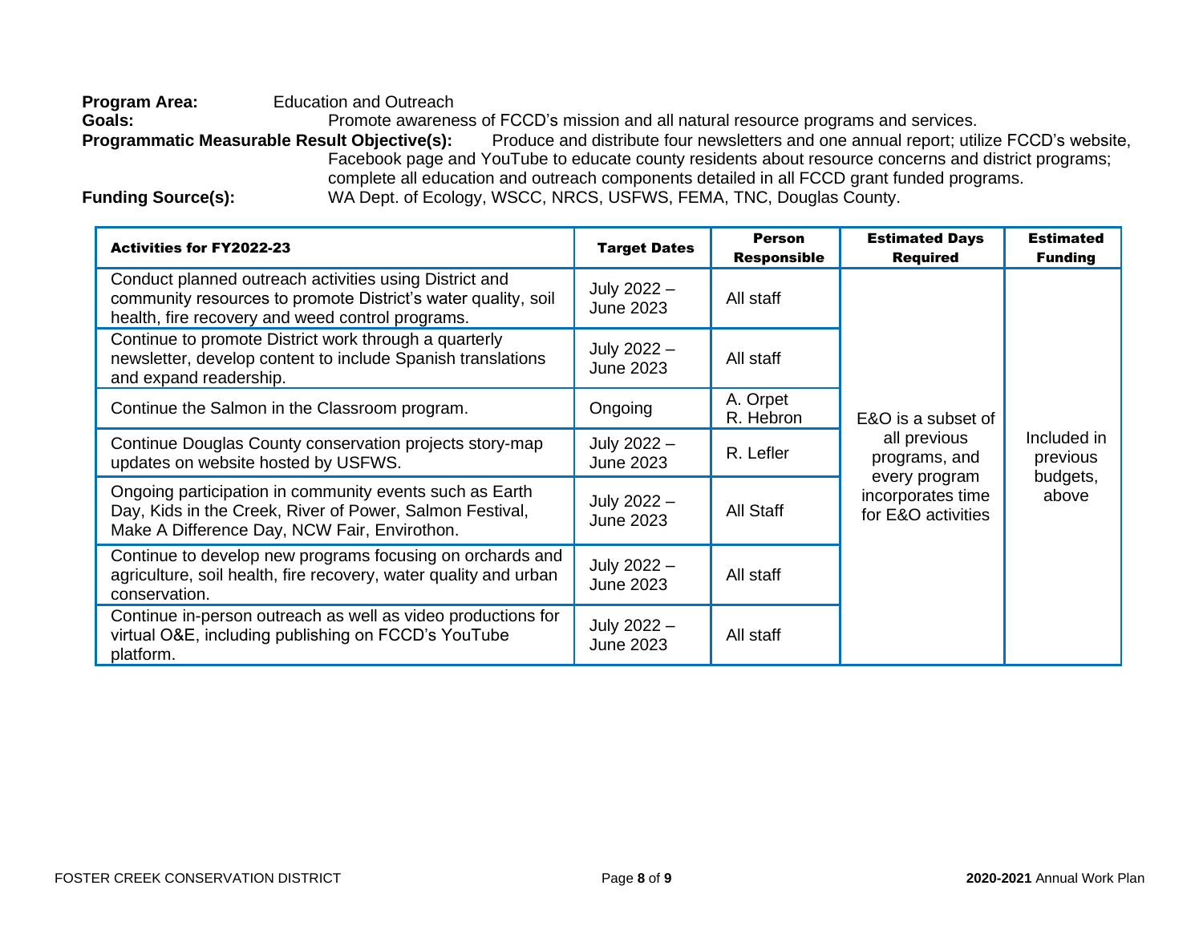**Program Area:** Education and Outreach

**Goals:** Promote awareness of FCCD's mission and all natural resource programs and services.

**Programmatic Measurable Result Objective(s):** Produce and distribute four newsletters and one annual report; utilize FCCD's website, Facebook page and YouTube to educate county residents about resource concerns and district programs; complete all education and outreach components detailed in all FCCD grant funded programs.

**Funding Source(s):** WA Dept. of Ecology, WSCC, NRCS, USFWS, FEMA, TNC, Douglas County.

| Activities for FY2022-23 | Target Dates | Person Responsible | Estimated Days Required | Estimated Funding |
|---|---|---|---|---|
| Conduct planned outreach activities using District and community resources to promote District's water quality, soil health, fire recovery and weed control programs. | July 2022 – June 2023 | All staff | E&O is a subset of all previous programs, and every program incorporates time for E&O activities | Included in previous budgets, above |
| Continue to promote District work through a quarterly newsletter, develop content to include Spanish translations and expand readership. | July 2022 – June 2023 | All staff | | |
| Continue the Salmon in the Classroom program. | Ongoing | A. Orpet<br>R. Hebron | | |
| Continue Douglas County conservation projects story-map updates on website hosted by USFWS. | July 2022 – June 2023 | R. Lefler | | |
| Ongoing participation in community events such as Earth Day, Kids in the Creek, River of Power, Salmon Festival, Make A Difference Day, NCW Fair, Envirothon. | July 2022 – June 2023 | All Staff | | |
| Continue to develop new programs focusing on orchards and agriculture, soil health, fire recovery, water quality and urban conservation. | July 2022 – June 2023 | All staff | | |
| Continue in-person outreach as well as video productions for virtual O&E, including publishing on FCCD's YouTube platform. | July 2022 – June 2023 | All staff | | |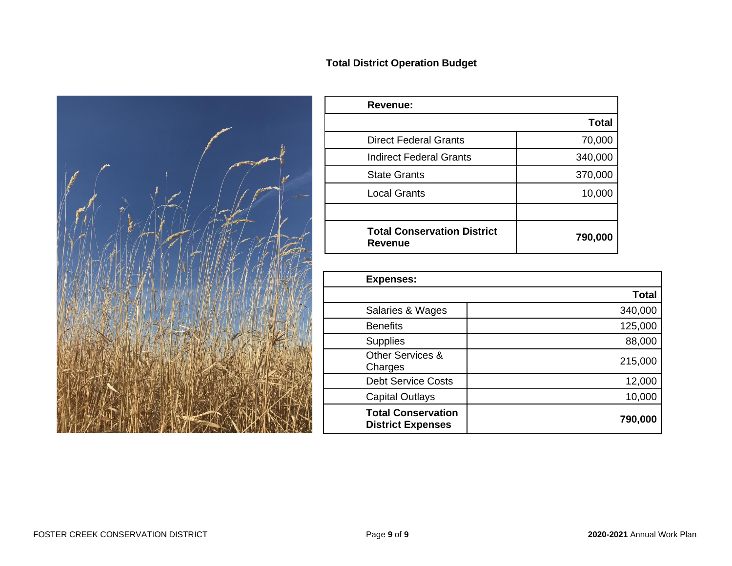## Total District Operation Budget

| Revenue: | Total |
|---|---|
| Direct Federal Grants | 70,000 |
| Indirect Federal Grants | 340,000 |
| State Grants | 370,000 |
| Local Grants | 10,000 |
| | |
| **Total Conservation District Revenue** | **790,000** |

| Expenses: | Total |
|---|---|
| Salaries & Wages | 340,000 |
| Benefits | 125,000 |
| Supplies | 88,000 |
| Other Services & Charges | 215,000 |
| Debt Service Costs | 12,000 |
| Capital Outlays | 10,000 |
| **Total Conservation District Expenses** | **790,000** |